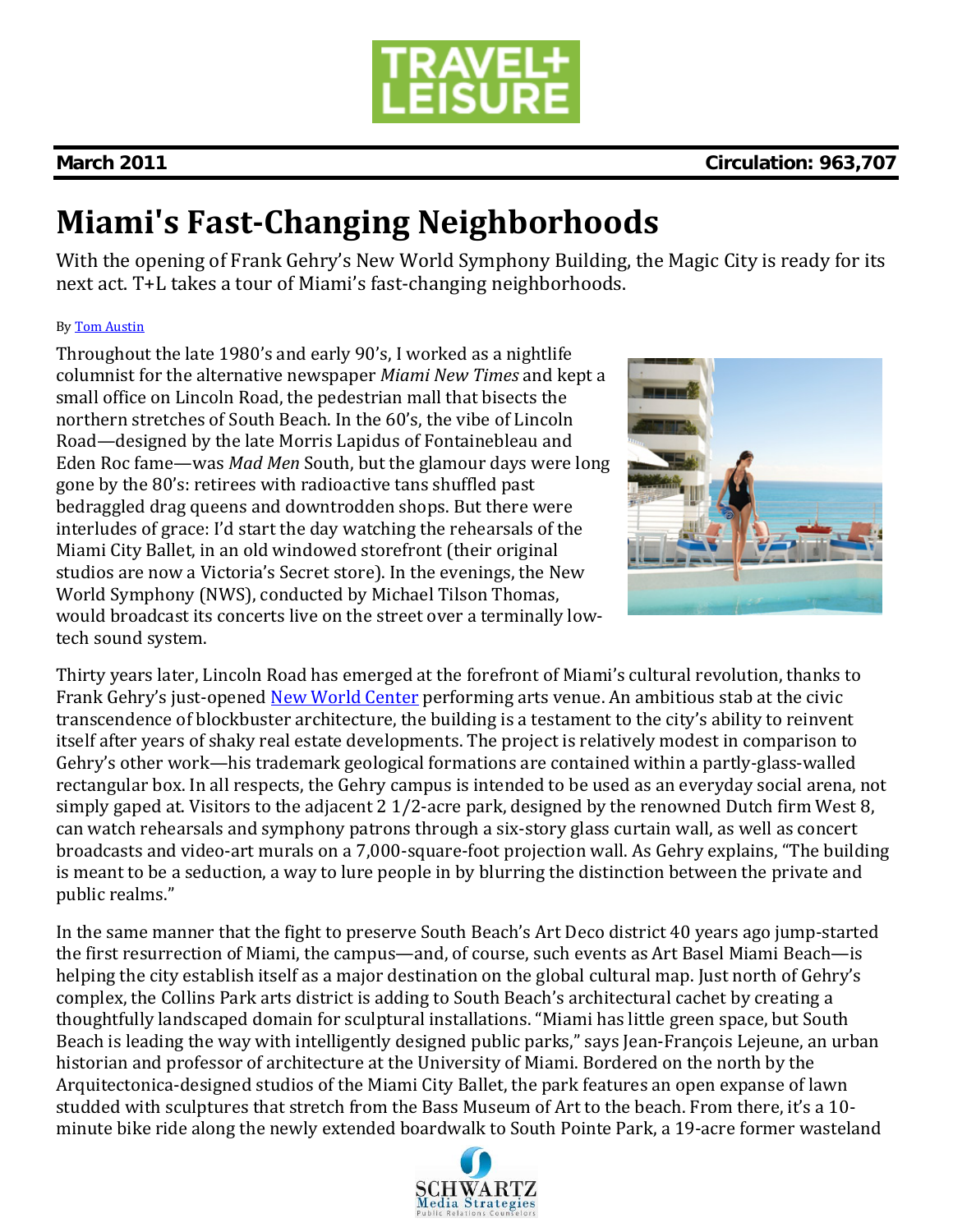**March 2011** **Circulation: 963,707**

# Miami's Fast-Changing Neighborhoods

With the opening of Frank Gehry's New World Symphony Building, the Magic City is ready for its next act. T+L takes a tour of Miami's fast-changing neighborhoods.

By Tom Austin

Throughout the late 1980's and early 90's, I worked as a nightlife columnist for the alternative newspaper *Miami New Times* and kept a small office on Lincoln Road, the pedestrian mall that bisects the northern stretches of South Beach. In the 60's, the vibe of Lincoln Road—designed by the late Morris Lapidus of Fontainebleau and Eden Roc fame—was *Mad Men* South, but the glamour days were long gone by the 80's: retirees with radioactive tans shuffled past bedraggled drag queens and downtrodden shops. But there were interludes of grace: I'd start the day watching the rehearsals of the Miami City Ballet, in an old windowed storefront (their original studios are now a Victoria's Secret store). In the evenings, the New World Symphony (NWS), conducted by Michael Tilson Thomas, would broadcast its concerts live on the street over a terminally low-tech sound system.

Thirty years later, Lincoln Road has emerged at the forefront of Miami's cultural revolution, thanks to Frank Gehry's just-opened New World Center performing arts venue. An ambitious stab at the civic transcendence of blockbuster architecture, the building is a testament to the city's ability to reinvent itself after years of shaky real estate developments. The project is relatively modest in comparison to Gehry's other work—his trademark geological formations are contained within a partly-glass-walled rectangular box. In all respects, the Gehry campus is intended to be used as an everyday social arena, not simply gaped at. Visitors to the adjacent 2 1/2-acre park, designed by the renowned Dutch firm West 8, can watch rehearsals and symphony patrons through a six-story glass curtain wall, as well as concert broadcasts and video-art murals on a 7,000-square-foot projection wall. As Gehry explains, "The building is meant to be a seduction, a way to lure people in by blurring the distinction between the private and public realms."

In the same manner that the fight to preserve South Beach's Art Deco district 40 years ago jump-started the first resurrection of Miami, the campus—and, of course, such events as Art Basel Miami Beach—is helping the city establish itself as a major destination on the global cultural map. Just north of Gehry's complex, the Collins Park arts district is adding to South Beach's architectural cachet by creating a thoughtfully landscaped domain for sculptural installations. "Miami has little green space, but South Beach is leading the way with intelligently designed public parks," says Jean-François Lejeune, an urban historian and professor of architecture at the University of Miami. Bordered on the north by the Arquitectonica-designed studios of the Miami City Ballet, the park features an open expanse of lawn studded with sculptures that stretch from the Bass Museum of Art to the beach. From there, it's a 10-minute bike ride along the newly extended boardwalk to South Pointe Park, a 19-acre former wasteland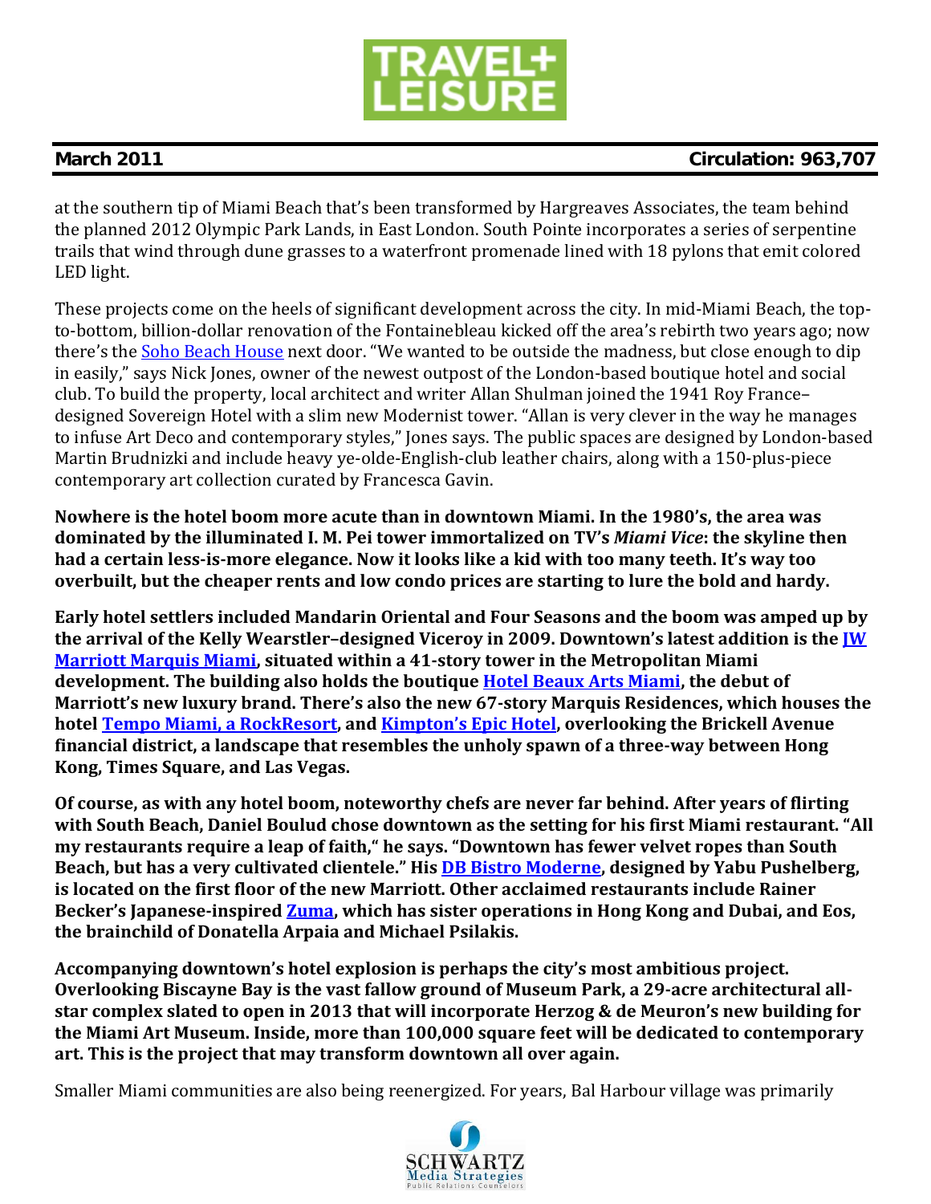at the southern tip of Miami Beach that's been transformed by Hargreaves Associates, the team behind the planned 2012 Olympic Park Lands, in East London. South Pointe incorporates a series of serpentine trails that wind through dune grasses to a waterfront promenade lined with 18 pylons that emit colored LED light.

These projects come on the heels of significant development across the city. In mid-Miami Beach, the top-to-bottom, billion-dollar renovation of the Fontainebleau kicked off the area's rebirth two years ago; now there's the Soho Beach House next door. "We wanted to be outside the madness, but close enough to dip in easily," says Nick Jones, owner of the newest outpost of the London-based boutique hotel and social club. To build the property, local architect and writer Allan Shulman joined the 1941 Roy France–designed Sovereign Hotel with a slim new Modernist tower. "Allan is very clever in the way he manages to infuse Art Deco and contemporary styles," Jones says. The public spaces are designed by London-based Martin Brudnizki and include heavy ye-olde-English-club leather chairs, along with a 150-plus-piece contemporary art collection curated by Francesca Gavin.

**Nowhere is the hotel boom more acute than in downtown Miami. In the 1980's, the area was dominated by the illuminated I. M. Pei tower immortalized on TV's *Miami Vice*: the skyline then had a certain less-is-more elegance. Now it looks like a kid with too many teeth. It's way too overbuilt, but the cheaper rents and low condo prices are starting to lure the bold and hardy.**

**Early hotel settlers included Mandarin Oriental and Four Seasons and the boom was amped up by the arrival of the Kelly Wearstler–designed Viceroy in 2009. Downtown's latest addition is the JW Marriott Marquis Miami, situated within a 41-story tower in the Metropolitan Miami development. The building also holds the boutique Hotel Beaux Arts Miami, the debut of Marriott's new luxury brand. There's also the new 67-story Marquis Residences, which houses the hotel Tempo Miami, a RockResort, and Kimpton's Epic Hotel, overlooking the Brickell Avenue financial district, a landscape that resembles the unholy spawn of a three-way between Hong Kong, Times Square, and Las Vegas.**

**Of course, as with any hotel boom, noteworthy chefs are never far behind. After years of flirting with South Beach, Daniel Boulud chose downtown as the setting for his first Miami restaurant. "All my restaurants require a leap of faith," he says. "Downtown has fewer velvet ropes than South Beach, but has a very cultivated clientele." His DB Bistro Moderne, designed by Yabu Pushelberg, is located on the first floor of the new Marriott. Other acclaimed restaurants include Rainer Becker's Japanese-inspired Zuma, which has sister operations in Hong Kong and Dubai, and Eos, the brainchild of Donatella Arpaia and Michael Psilakis.**

**Accompanying downtown's hotel explosion is perhaps the city's most ambitious project. Overlooking Biscayne Bay is the vast fallow ground of Museum Park, a 29-acre architectural all-star complex slated to open in 2013 that will incorporate Herzog & de Meuron's new building for the Miami Art Museum. Inside, more than 100,000 square feet will be dedicated to contemporary art. This is the project that may transform downtown all over again.**

Smaller Miami communities are also being reenergized. For years, Bal Harbour village was primarily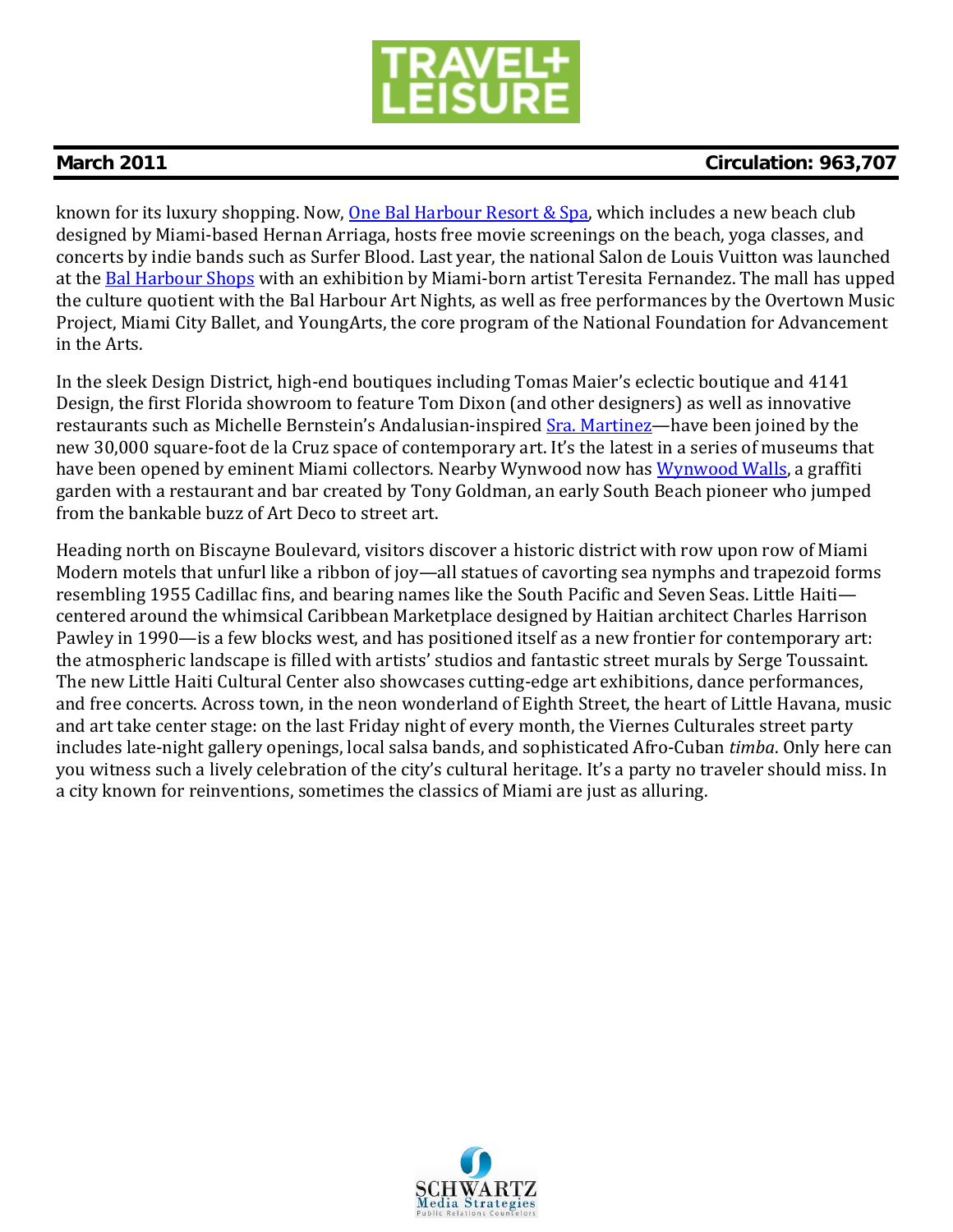known for its luxury shopping. Now, One Bal Harbour Resort & Spa, which includes a new beach club designed by Miami-based Hernan Arriaga, hosts free movie screenings on the beach, yoga classes, and concerts by indie bands such as Surfer Blood. Last year, the national Salon de Louis Vuitton was launched at the Bal Harbour Shops with an exhibition by Miami-born artist Teresita Fernandez. The mall has upped the culture quotient with the Bal Harbour Art Nights, as well as free performances by the Overtown Music Project, Miami City Ballet, and YoungArts, the core program of the National Foundation for Advancement in the Arts.

In the sleek Design District, high-end boutiques including Tomas Maier's eclectic boutique and 4141 Design, the first Florida showroom to feature Tom Dixon (and other designers) as well as innovative restaurants such as Michelle Bernstein's Andalusian-inspired Sra. Martinez—have been joined by the new 30,000 square-foot de la Cruz space of contemporary art. It's the latest in a series of museums that have been opened by eminent Miami collectors. Nearby Wynwood now has Wynwood Walls, a graffiti garden with a restaurant and bar created by Tony Goldman, an early South Beach pioneer who jumped from the bankable buzz of Art Deco to street art.

Heading north on Biscayne Boulevard, visitors discover a historic district with row upon row of Miami Modern motels that unfurl like a ribbon of joy—all statues of cavorting sea nymphs and trapezoid forms resembling 1955 Cadillac fins, and bearing names like the South Pacific and Seven Seas. Little Haiti—centered around the whimsical Caribbean Marketplace designed by Haitian architect Charles Harrison Pawley in 1990—is a few blocks west, and has positioned itself as a new frontier for contemporary art: the atmospheric landscape is filled with artists' studios and fantastic street murals by Serge Toussaint. The new Little Haiti Cultural Center also showcases cutting-edge art exhibitions, dance performances, and free concerts. Across town, in the neon wonderland of Eighth Street, the heart of Little Havana, music and art take center stage: on the last Friday night of every month, the Viernes Culturales street party includes late-night gallery openings, local salsa bands, and sophisticated Afro-Cuban *timba*. Only here can you witness such a lively celebration of the city's cultural heritage. It's a party no traveler should miss. In a city known for reinventions, sometimes the classics of Miami are just as alluring.